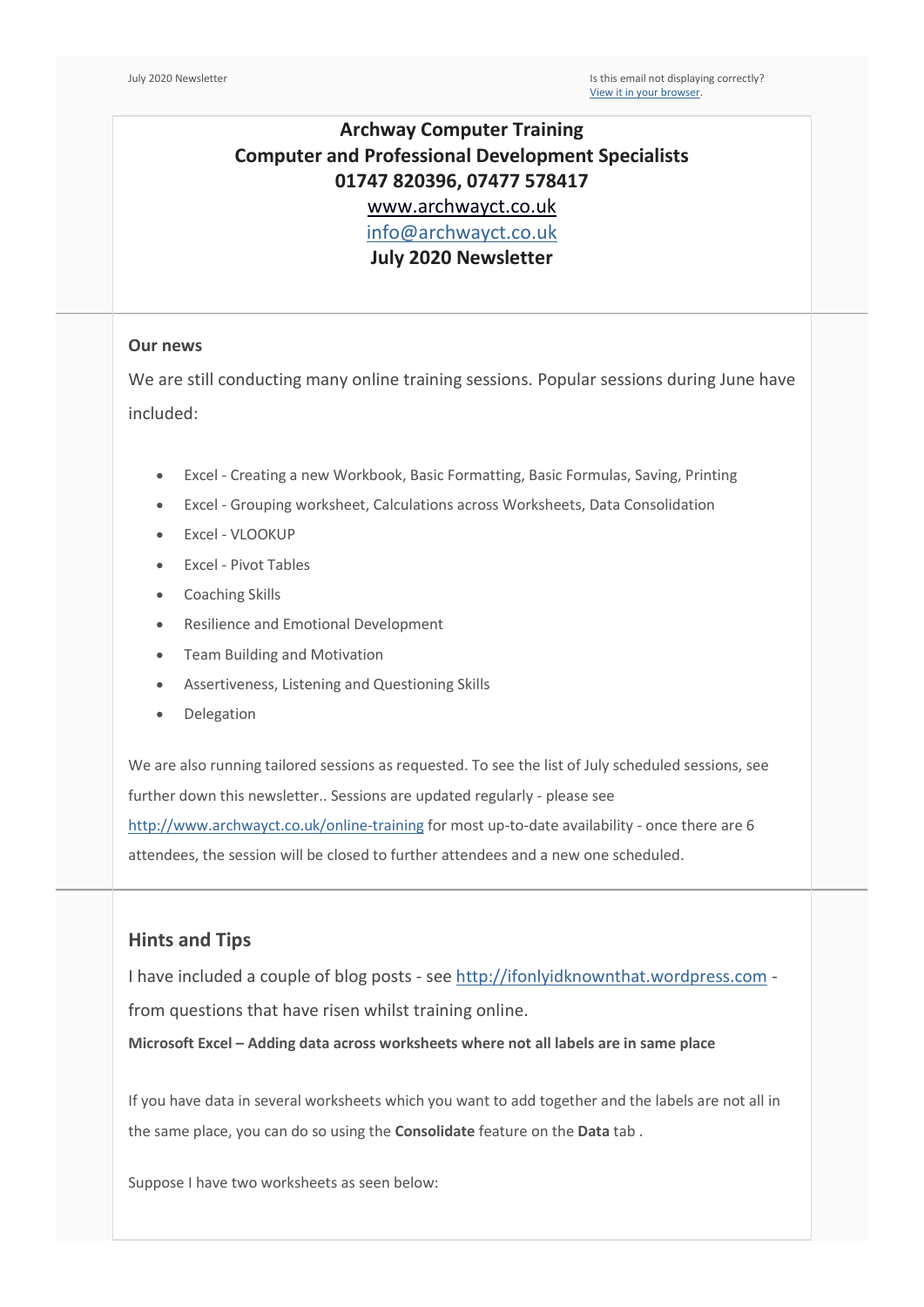July 2020 Newsletter

Is this email not displaying correctly?
[View it in your browser](#).

**Archway Computer Training**
**Computer and Professional Development Specialists**
**01747 820396, 07477 578417**
[www.archwayct.co.uk](http://www.archwayct.co.uk)
[info@archwayct.co.uk](mailto:info@archwayct.co.uk)
**July 2020 Newsletter**

---

### Our news

We are still conducting many online training sessions. Popular sessions during June have included:

- Excel - Creating a new Workbook, Basic Formatting, Basic Formulas, Saving, Printing
- Excel - Grouping worksheet, Calculations across Worksheets, Data Consolidation
- Excel - VLOOKUP
- Excel - Pivot Tables
- Coaching Skills
- Resilience and Emotional Development
- Team Building and Motivation
- Assertiveness, Listening and Questioning Skills
- Delegation

We are also running tailored sessions as requested. To see the list of July scheduled sessions, see further down this newsletter.. Sessions are updated regularly - please see http://www.archwayct.co.uk/online-training for most up-to-date availability - once there are 6 attendees, the session will be closed to further attendees and a new one scheduled.

---

## Hints and Tips

I have included a couple of blog posts - see http://ifonlyidknownthat.wordpress.com - from questions that have risen whilst training online.

**Microsoft Excel – Adding data across worksheets where not all labels are in same place**

If you have data in several worksheets which you want to add together and the labels are not all in the same place, you can do so using the **Consolidate** feature on the **Data** tab .

Suppose I have two worksheets as seen below: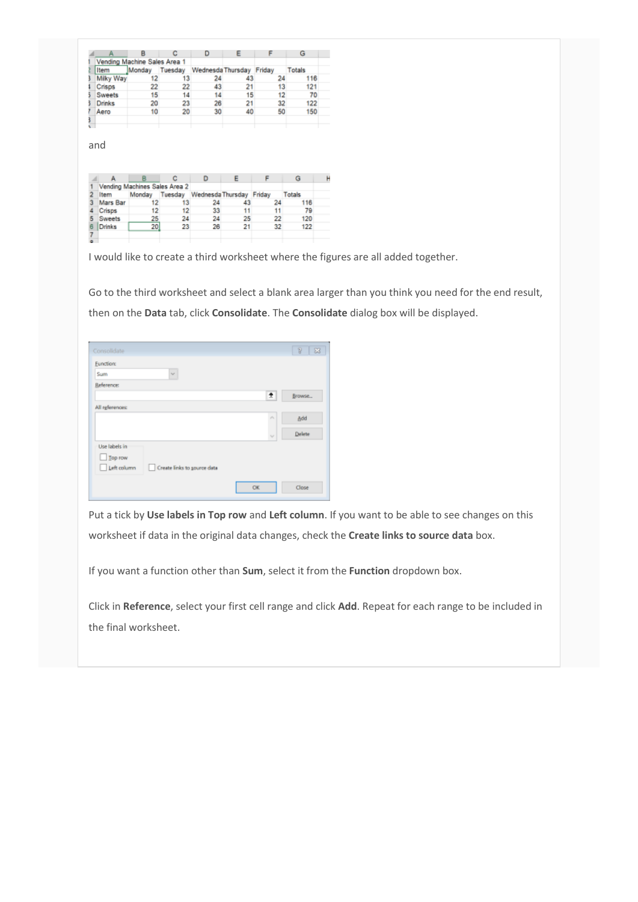| | A | B | C | D | E | F | G |
|---|---|---|---|---|---|---|---|
| 1 | Vending Machine Sales Area 1 | | | | | | |
| 2 | Item | Monday | Tuesday | Wednesda | Thursday | Friday | Totals |
| 3 | Milky Way | 12 | 13 | 24 | 43 | 24 | 116 |
| 4 | Crisps | 22 | 22 | 43 | 21 | 13 | 121 |
| 5 | Sweets | 15 | 14 | 14 | 15 | 12 | 70 |
| 6 | Drinks | 20 | 23 | 26 | 21 | 32 | 122 |
| 7 | Aero | 10 | 20 | 30 | 40 | 50 | 150 |

and

| | A | B | C | D | E | F | G |
|---|---|---|---|---|---|---|---|
| 1 | Vending Machines Sales Area 2 | | | | | | |
| 2 | Item | Monday | Tuesday | Wednesda | Thursday | Friday | Totals |
| 3 | Mars Bar | 12 | 13 | 24 | 43 | 24 | 116 |
| 4 | Crisps | 12 | 12 | 33 | 11 | 11 | 79 |
| 5 | Sweets | 25 | 24 | 24 | 25 | 22 | 120 |
| 6 | Drinks | 20 | 23 | 26 | 21 | 32 | 122 |

I would like to create a third worksheet where the figures are all added together.

Go to the third worksheet and select a blank area larger than you think you need for the end result, then on the **Data** tab, click **Consolidate**. The **Consolidate** dialog box will be displayed.

Put a tick by **Use labels in Top row** and **Left column**. If you want to be able to see changes on this worksheet if data in the original data changes, check the **Create links to source data** box.

If you want a function other than **Sum**, select it from the **Function** dropdown box.

Click in **Reference**, select your first cell range and click **Add**. Repeat for each range to be included in the final worksheet.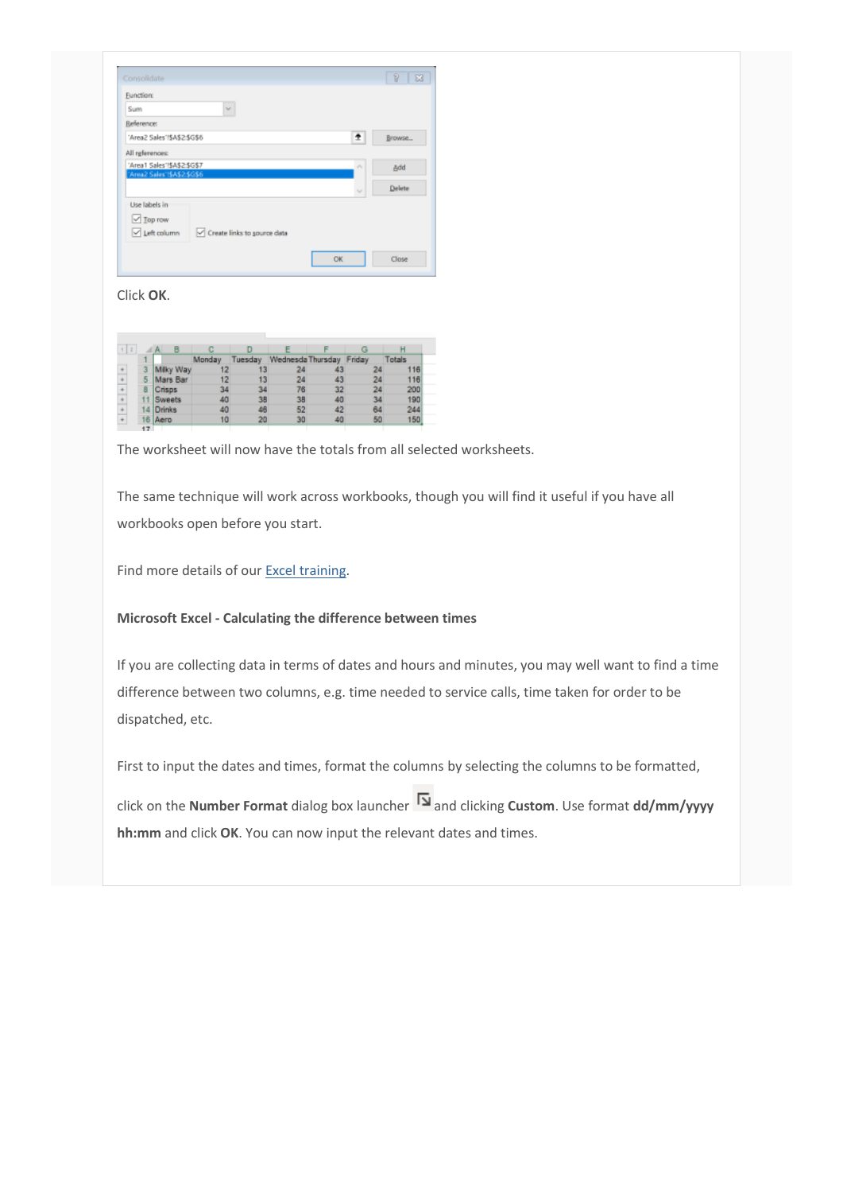Click **OK**.

The worksheet will now have the totals from all selected worksheets.

The same technique will work across workbooks, though you will find it useful if you have all workbooks open before you start.

Find more details of our [Excel training](Excel training).

**Microsoft Excel - Calculating the difference between times**

If you are collecting data in terms of dates and hours and minutes, you may well want to find a time difference between two columns, e.g. time needed to service calls, time taken for order to be dispatched, etc.

First to input the dates and times, format the columns by selecting the columns to be formatted, click on the **Number Format** dialog box launcher and clicking **Custom**. Use format **dd/mm/yyyy hh:mm** and click **OK**. You can now input the relevant dates and times.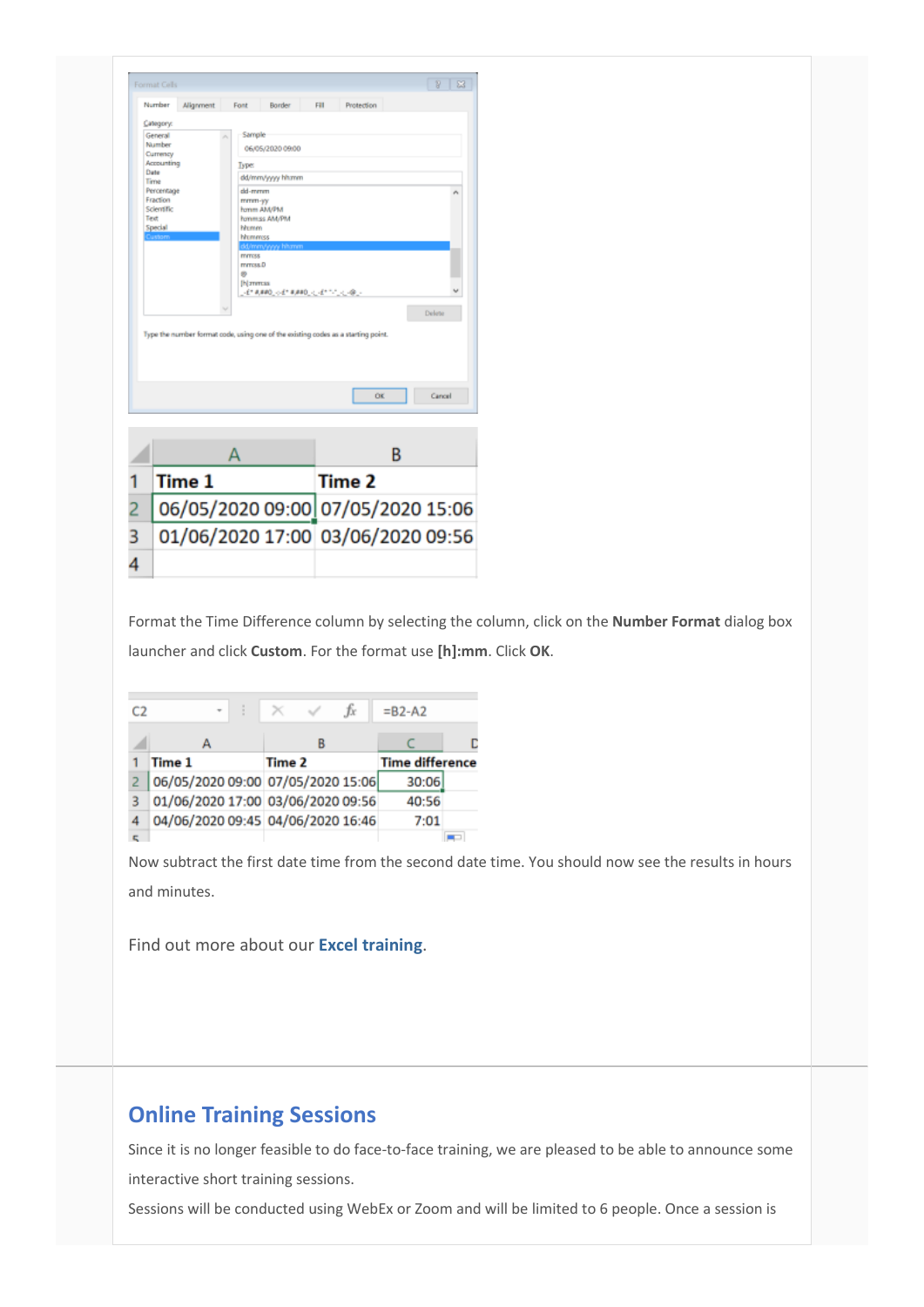| | A | B |
|---|---|---|
| 1 | Time 1 | Time 2 |
| 2 | 06/05/2020 09:00 | 07/05/2020 15:06 |
| 3 | 01/06/2020 17:00 | 03/06/2020 09:56 |
| 4 | | |

Format the Time Difference column by selecting the column, click on the **Number Format** dialog box launcher and click **Custom**. For the format use **[h]:mm**. Click **OK**.

| | A | B | C |
|---|---|---|---|
| 1 | Time 1 | Time 2 | Time difference |
| 2 | 06/05/2020 09:00 | 07/05/2020 15:06 | 30:06 |
| 3 | 01/06/2020 17:00 | 03/06/2020 09:56 | 40:56 |
| 4 | 04/06/2020 09:45 | 04/06/2020 16:46 | 7:01 |

Now subtract the first date time from the second date time. You should now see the results in hours and minutes.

Find out more about our **Excel training**.

## Online Training Sessions

Since it is no longer feasible to do face-to-face training, we are pleased to be able to announce some interactive short training sessions.

Sessions will be conducted using WebEx or Zoom and will be limited to 6 people. Once a session is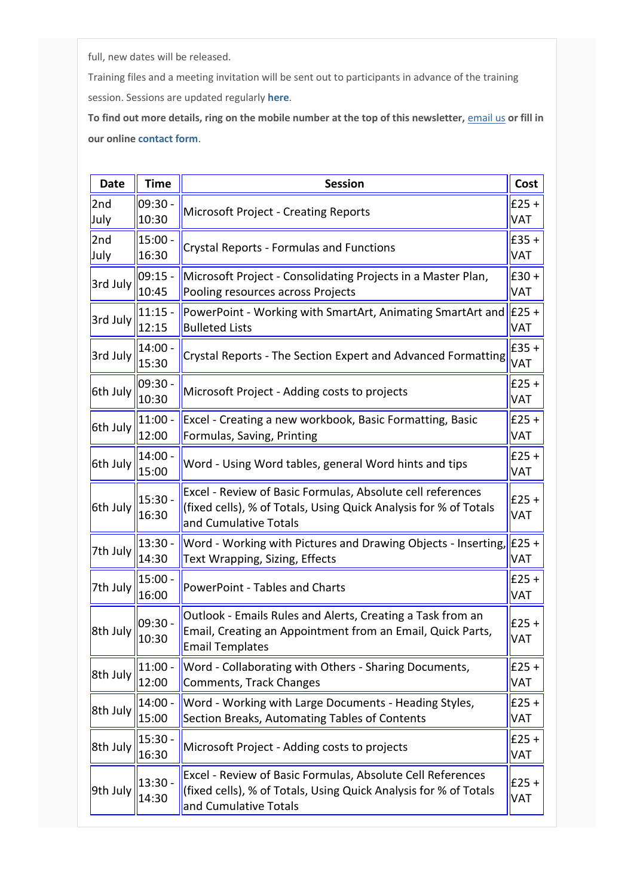full, new dates will be released.

Training files and a meeting invitation will be sent out to participants in advance of the training session. Sessions are updated regularly **here**.

**To find out more details, ring on the mobile number at the top of this newsletter, email us or fill in our online contact form.**

| Date | Time | Session | Cost |
|---|---|---|---|
| 2nd July | 09:30 - 10:30 | Microsoft Project - Creating Reports | £25 + VAT |
| 2nd July | 15:00 - 16:30 | Crystal Reports - Formulas and Functions | £35 + VAT |
| 3rd July | 09:15 - 10:45 | Microsoft Project - Consolidating Projects in a Master Plan, Pooling resources across Projects | £30 + VAT |
| 3rd July | 11:15 - 12:15 | PowerPoint - Working with SmartArt, Animating SmartArt and Bulleted Lists | £25 + VAT |
| 3rd July | 14:00 - 15:30 | Crystal Reports - The Section Expert and Advanced Formatting | £35 + VAT |
| 6th July | 09:30 - 10:30 | Microsoft Project - Adding costs to projects | £25 + VAT |
| 6th July | 11:00 - 12:00 | Excel - Creating a new workbook, Basic Formatting, Basic Formulas, Saving, Printing | £25 + VAT |
| 6th July | 14:00 - 15:00 | Word - Using Word tables, general Word hints and tips | £25 + VAT |
| 6th July | 15:30 - 16:30 | Excel - Review of Basic Formulas, Absolute cell references (fixed cells), % of Totals, Using Quick Analysis for % of Totals and Cumulative Totals | £25 + VAT |
| 7th July | 13:30 - 14:30 | Word - Working with Pictures and Drawing Objects - Inserting, Text Wrapping, Sizing, Effects | £25 + VAT |
| 7th July | 15:00 - 16:00 | PowerPoint - Tables and Charts | £25 + VAT |
| 8th July | 09:30 - 10:30 | Outlook - Emails Rules and Alerts, Creating a Task from an Email, Creating an Appointment from an Email, Quick Parts, Email Templates | £25 + VAT |
| 8th July | 11:00 - 12:00 | Word - Collaborating with Others - Sharing Documents, Comments, Track Changes | £25 + VAT |
| 8th July | 14:00 - 15:00 | Word - Working with Large Documents - Heading Styles, Section Breaks, Automating Tables of Contents | £25 + VAT |
| 8th July | 15:30 - 16:30 | Microsoft Project - Adding costs to projects | £25 + VAT |
| 9th July | 13:30 - 14:30 | Excel - Review of Basic Formulas, Absolute Cell References (fixed cells), % of Totals, Using Quick Analysis for % of Totals and Cumulative Totals | £25 + VAT |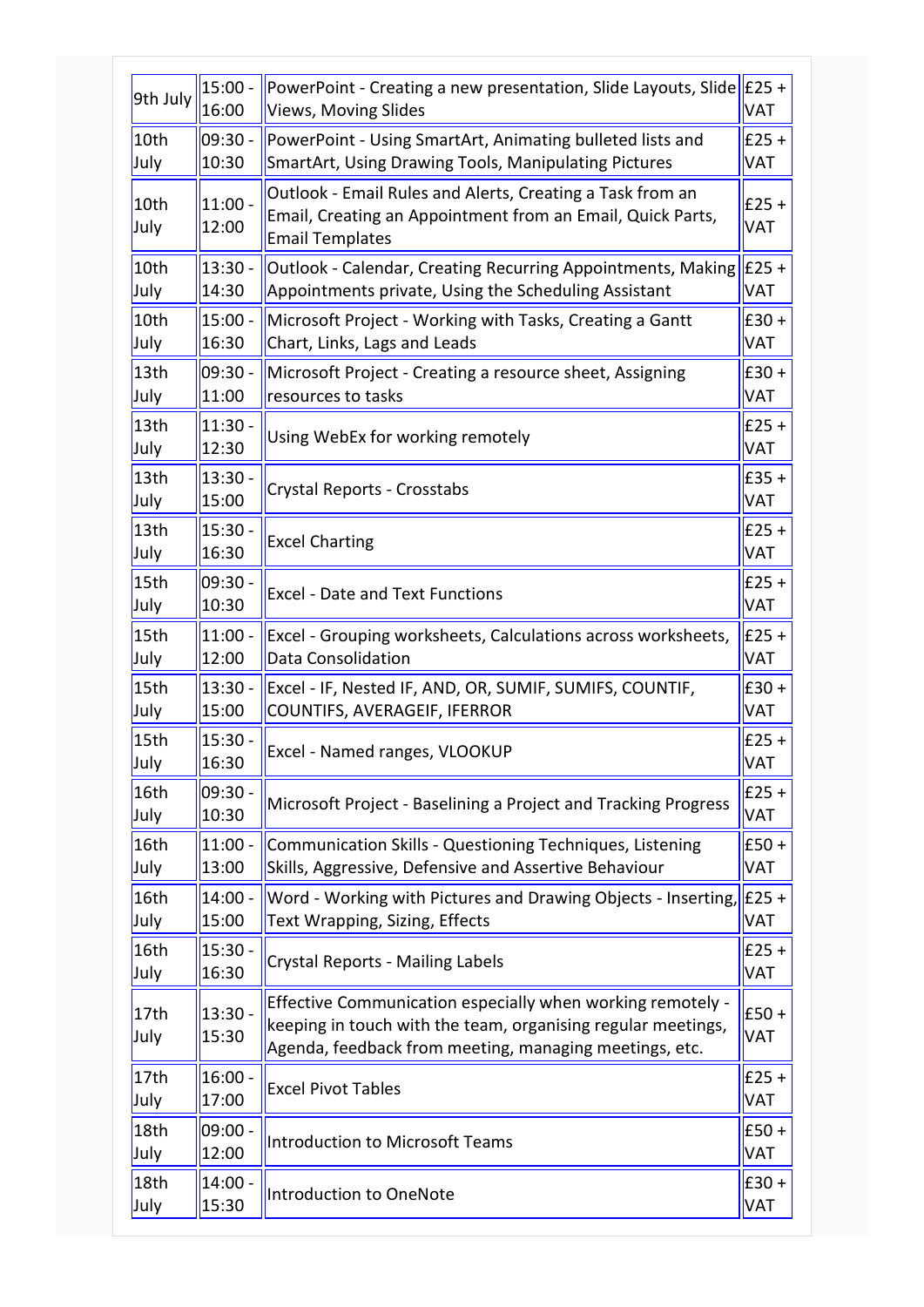| 9th July | 15:00 - 16:00 | PowerPoint - Creating a new presentation, Slide Layouts, Slide Views, Moving Slides | £25 + VAT |
|---|---|---|---|
| 10th July | 09:30 - 10:30 | PowerPoint - Using SmartArt, Animating bulleted lists and SmartArt, Using Drawing Tools, Manipulating Pictures | £25 + VAT |
| 10th July | 11:00 - 12:00 | Outlook - Email Rules and Alerts, Creating a Task from an Email, Creating an Appointment from an Email, Quick Parts, Email Templates | £25 + VAT |
| 10th July | 13:30 - 14:30 | Outlook - Calendar, Creating Recurring Appointments, Making Appointments private, Using the Scheduling Assistant | £25 + VAT |
| 10th July | 15:00 - 16:30 | Microsoft Project - Working with Tasks, Creating a Gantt Chart, Links, Lags and Leads | £30 + VAT |
| 13th July | 09:30 - 11:00 | Microsoft Project - Creating a resource sheet, Assigning resources to tasks | £30 + VAT |
| 13th July | 11:30 - 12:30 | Using WebEx for working remotely | £25 + VAT |
| 13th July | 13:30 - 15:00 | Crystal Reports - Crosstabs | £35 + VAT |
| 13th July | 15:30 - 16:30 | Excel Charting | £25 + VAT |
| 15th July | 09:30 - 10:30 | Excel - Date and Text Functions | £25 + VAT |
| 15th July | 11:00 - 12:00 | Excel - Grouping worksheets, Calculations across worksheets, Data Consolidation | £25 + VAT |
| 15th July | 13:30 - 15:00 | Excel - IF, Nested IF, AND, OR, SUMIF, SUMIFS, COUNTIF, COUNTIFS, AVERAGEIF, IFERROR | £30 + VAT |
| 15th July | 15:30 - 16:30 | Excel - Named ranges, VLOOKUP | £25 + VAT |
| 16th July | 09:30 - 10:30 | Microsoft Project - Baselining a Project and Tracking Progress | £25 + VAT |
| 16th July | 11:00 - 13:00 | Communication Skills - Questioning Techniques, Listening Skills, Aggressive, Defensive and Assertive Behaviour | £50 + VAT |
| 16th July | 14:00 - 15:00 | Word - Working with Pictures and Drawing Objects - Inserting, Text Wrapping, Sizing, Effects | £25 + VAT |
| 16th July | 15:30 - 16:30 | Crystal Reports - Mailing Labels | £25 + VAT |
| 17th July | 13:30 - 15:30 | Effective Communication especially when working remotely - keeping in touch with the team, organising regular meetings, Agenda, feedback from meeting, managing meetings, etc. | £50 + VAT |
| 17th July | 16:00 - 17:00 | Excel Pivot Tables | £25 + VAT |
| 18th July | 09:00 - 12:00 | Introduction to Microsoft Teams | £50 + VAT |
| 18th July | 14:00 - 15:30 | Introduction to OneNote | £30 + VAT |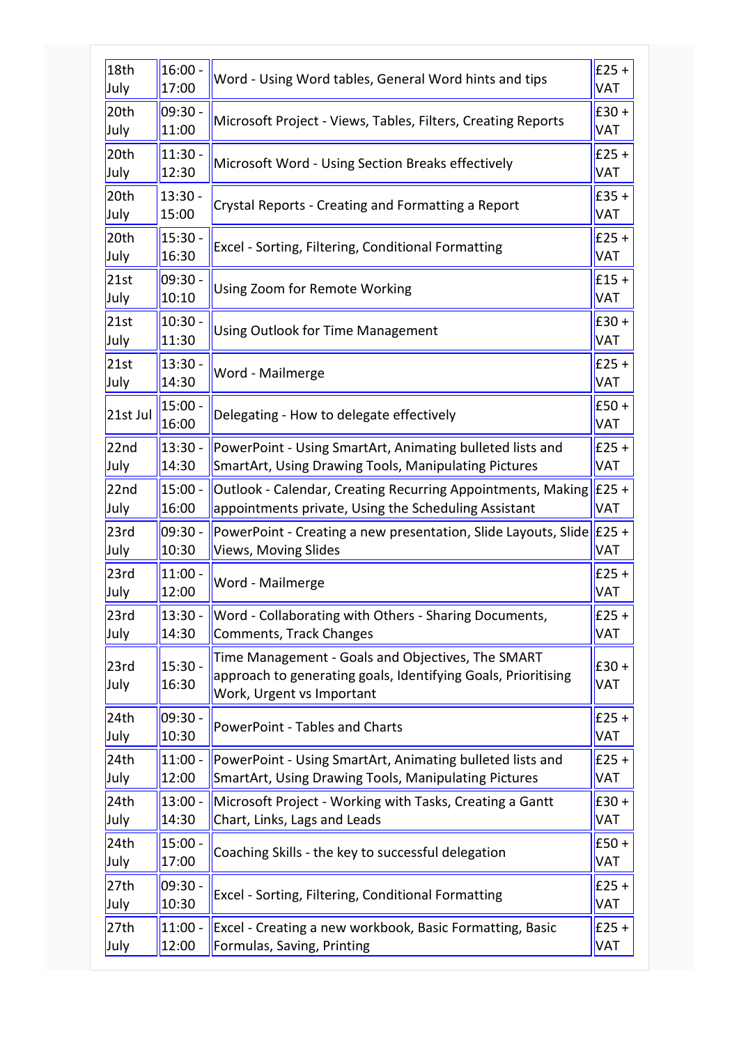| 18th July | 16:00 - 17:00 | Word - Using Word tables, General Word hints and tips | £25 + VAT |
|---|---|---|---|
| 20th July | 09:30 - 11:00 | Microsoft Project - Views, Tables, Filters, Creating Reports | £30 + VAT |
| 20th July | 11:30 - 12:30 | Microsoft Word - Using Section Breaks effectively | £25 + VAT |
| 20th July | 13:30 - 15:00 | Crystal Reports - Creating and Formatting a Report | £35 + VAT |
| 20th July | 15:30 - 16:30 | Excel - Sorting, Filtering, Conditional Formatting | £25 + VAT |
| 21st July | 09:30 - 10:10 | Using Zoom for Remote Working | £15 + VAT |
| 21st July | 10:30 - 11:30 | Using Outlook for Time Management | £30 + VAT |
| 21st July | 13:30 - 14:30 | Word - Mailmerge | £25 + VAT |
| 21st Jul | 15:00 - 16:00 | Delegating - How to delegate effectively | £50 + VAT |
| 22nd July | 13:30 - 14:30 | PowerPoint - Using SmartArt, Animating bulleted lists and SmartArt, Using Drawing Tools, Manipulating Pictures | £25 + VAT |
| 22nd July | 15:00 - 16:00 | Outlook - Calendar, Creating Recurring Appointments, Making appointments private, Using the Scheduling Assistant | £25 + VAT |
| 23rd July | 09:30 - 10:30 | PowerPoint - Creating a new presentation, Slide Layouts, Slide Views, Moving Slides | £25 + VAT |
| 23rd July | 11:00 - 12:00 | Word - Mailmerge | £25 + VAT |
| 23rd July | 13:30 - 14:30 | Word - Collaborating with Others - Sharing Documents, Comments, Track Changes | £25 + VAT |
| 23rd July | 15:30 - 16:30 | Time Management - Goals and Objectives, The SMART approach to generating goals, Identifying Goals, Prioritising Work, Urgent vs Important | £30 + VAT |
| 24th July | 09:30 - 10:30 | PowerPoint - Tables and Charts | £25 + VAT |
| 24th July | 11:00 - 12:00 | PowerPoint - Using SmartArt, Animating bulleted lists and SmartArt, Using Drawing Tools, Manipulating Pictures | £25 + VAT |
| 24th July | 13:00 - 14:30 | Microsoft Project - Working with Tasks, Creating a Gantt Chart, Links, Lags and Leads | £30 + VAT |
| 24th July | 15:00 - 17:00 | Coaching Skills - the key to successful delegation | £50 + VAT |
| 27th July | 09:30 - 10:30 | Excel - Sorting, Filtering, Conditional Formatting | £25 + VAT |
| 27th July | 11:00 - 12:00 | Excel - Creating a new workbook, Basic Formatting, Basic Formulas, Saving, Printing | £25 + VAT |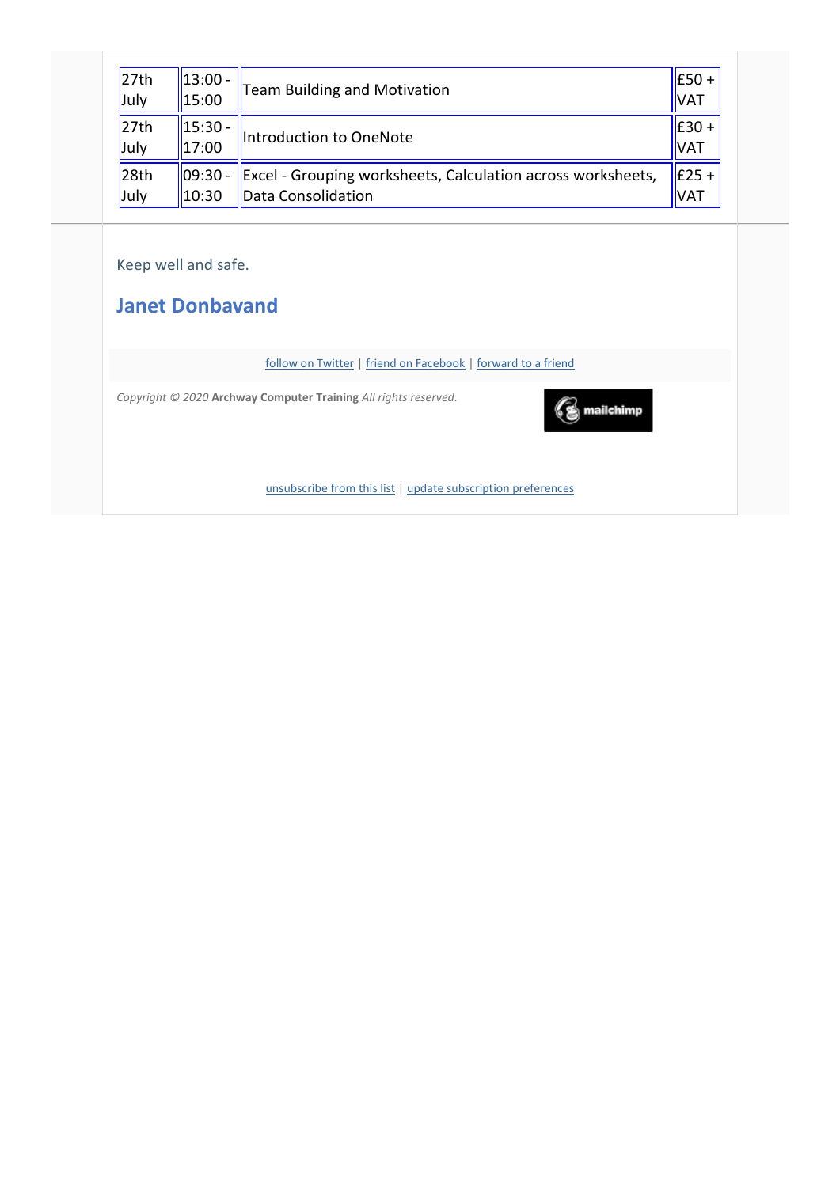| | | | |
|---|---|---|---|
| 27th July | 13:00 - 15:00 | Team Building and Motivation | £50 + VAT |
| 27th July | 15:30 - 17:00 | Introduction to OneNote | £30 + VAT |
| 28th July | 09:30 - 10:30 | Excel - Grouping worksheets, Calculation across worksheets, Data Consolidation | £25 + VAT |

Keep well and safe.

## Janet Donbavand

follow on Twitter | friend on Facebook | forward to a friend

*Copyright © 2020* **Archway Computer Training** *All rights reserved.*

unsubscribe from this list | update subscription preferences